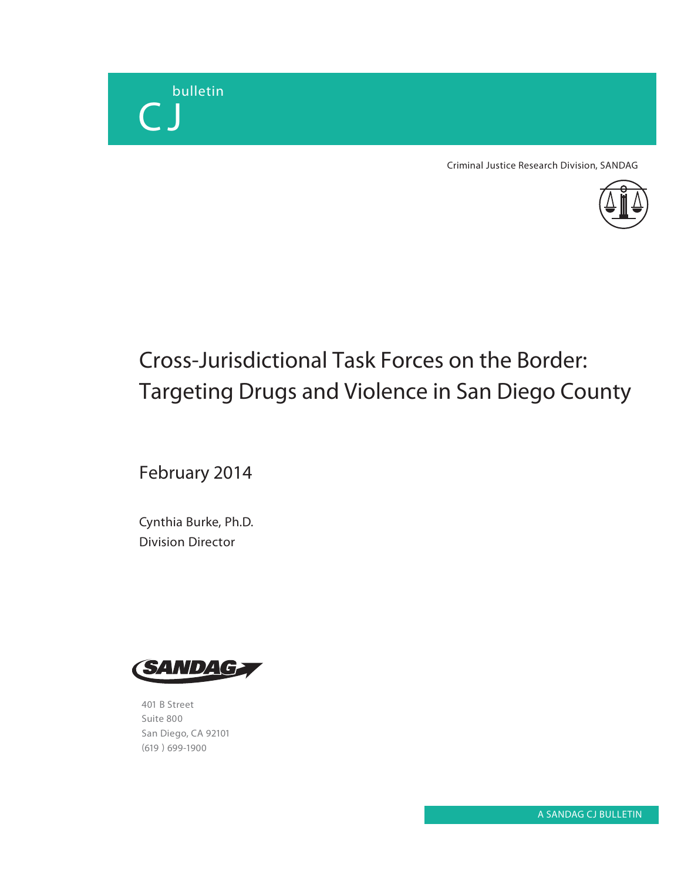bulletin

CJ

Criminal Justice Research Division, SANDAG

# Cross-Jurisdictional Task Forces on the Border: Targeting Drugs and Violence in San Diego County

February 2014

Cynthia Burke, Ph.D.
Division Director

SANDAG

401 B Street
Suite 800
San Diego, CA 92101
(619 ) 699-1900

A SANDAG CJ BULLETIN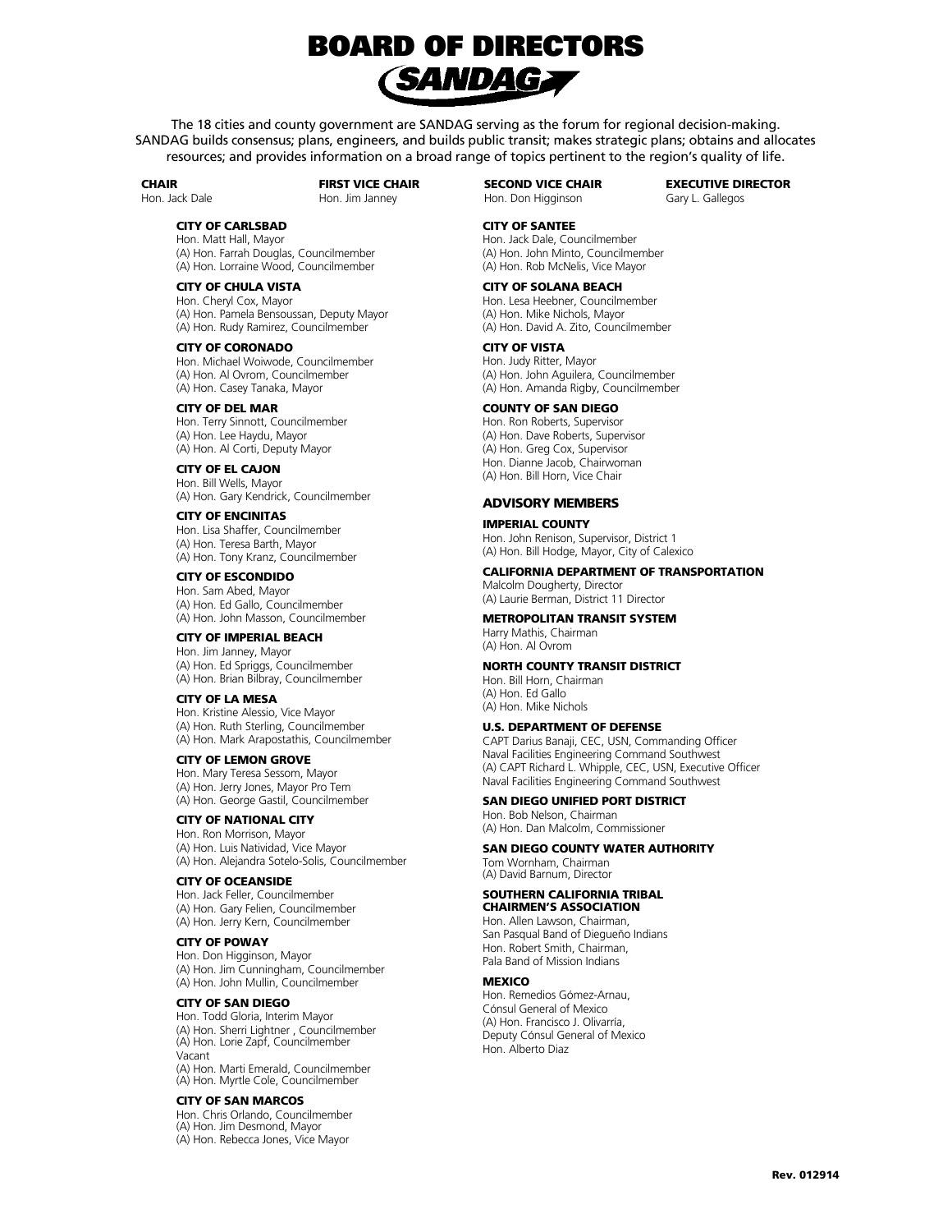# BOARD OF DIRECTORS

## SANDAG

The 18 cities and county government are SANDAG serving as the forum for regional decision-making. SANDAG builds consensus; plans, engineers, and builds public transit; makes strategic plans; obtains and allocates resources; and provides information on a broad range of topics pertinent to the region's quality of life.

**CHAIR**
Hon. Jack Dale

**FIRST VICE CHAIR**
Hon. Jim Janney

**SECOND VICE CHAIR**
Hon. Don Higginson

**EXECUTIVE DIRECTOR**
Gary L. Gallegos

**CITY OF CARLSBAD**
Hon. Matt Hall, Mayor
(A) Hon. Farrah Douglas, Councilmember
(A) Hon. Lorraine Wood, Councilmember

**CITY OF CHULA VISTA**
Hon. Cheryl Cox, Mayor
(A) Hon. Pamela Bensoussan, Deputy Mayor
(A) Hon. Rudy Ramirez, Councilmember

**CITY OF CORONADO**
Hon. Michael Woiwode, Councilmember
(A) Hon. Al Ovrom, Councilmember
(A) Hon. Casey Tanaka, Mayor

**CITY OF DEL MAR**
Hon. Terry Sinnott, Councilmember
(A) Hon. Lee Haydu, Mayor
(A) Hon. Al Corti, Deputy Mayor

**CITY OF EL CAJON**
Hon. Bill Wells, Mayor
(A) Hon. Gary Kendrick, Councilmember

**CITY OF ENCINITAS**
Hon. Lisa Shaffer, Councilmember
(A) Hon. Teresa Barth, Mayor
(A) Hon. Tony Kranz, Councilmember

**CITY OF ESCONDIDO**
Hon. Sam Abed, Mayor
(A) Hon. Ed Gallo, Councilmember
(A) Hon. John Masson, Councilmember

**CITY OF IMPERIAL BEACH**
Hon. Jim Janney, Mayor
(A) Hon. Ed Spriggs, Councilmember
(A) Hon. Brian Bilbray, Councilmember

**CITY OF LA MESA**
Hon. Kristine Alessio, Vice Mayor
(A) Hon. Ruth Sterling, Councilmember
(A) Hon. Mark Arapostathis, Councilmember

**CITY OF LEMON GROVE**
Hon. Mary Teresa Sessom, Mayor
(A) Hon. Jerry Jones, Mayor Pro Tem
(A) Hon. George Gastil, Councilmember

**CITY OF NATIONAL CITY**
Hon. Ron Morrison, Mayor
(A) Hon. Luis Natividad, Vice Mayor
(A) Hon. Alejandra Sotelo-Solis, Councilmember

**CITY OF OCEANSIDE**
Hon. Jack Feller, Councilmember
(A) Hon. Gary Felien, Councilmember
(A) Hon. Jerry Kern, Councilmember

**CITY OF POWAY**
Hon. Don Higginson, Mayor
(A) Hon. Jim Cunningham, Councilmember
(A) Hon. John Mullin, Councilmember

**CITY OF SAN DIEGO**
Hon. Todd Gloria, Interim Mayor
(A) Hon. Sherri Lightner , Councilmember
(A) Hon. Lorie Zapf, Councilmember
Vacant
(A) Hon. Marti Emerald, Councilmember
(A) Hon. Myrtle Cole, Councilmember

**CITY OF SAN MARCOS**
Hon. Chris Orlando, Councilmember
(A) Hon. Jim Desmond, Mayor
(A) Hon. Rebecca Jones, Vice Mayor

**CITY OF SANTEE**
Hon. Jack Dale, Councilmember
(A) Hon. John Minto, Councilmember
(A) Hon. Rob McNelis, Vice Mayor

**CITY OF SOLANA BEACH**
Hon. Lesa Heebner, Councilmember
(A) Hon. Mike Nichols, Mayor
(A) Hon. David A. Zito, Councilmember

**CITY OF VISTA**
Hon. Judy Ritter, Mayor
(A) Hon. John Aguilera, Councilmember
(A) Hon. Amanda Rigby, Councilmember

**COUNTY OF SAN DIEGO**
Hon. Ron Roberts, Supervisor
(A) Hon. Dave Roberts, Supervisor
(A) Hon. Greg Cox, Supervisor
Hon. Dianne Jacob, Chairwoman
(A) Hon. Bill Horn, Vice Chair

### ADVISORY MEMBERS

**IMPERIAL COUNTY**
Hon. John Renison, Supervisor, District 1
(A) Hon. Bill Hodge, Mayor, City of Calexico

**CALIFORNIA DEPARTMENT OF TRANSPORTATION**
Malcolm Dougherty, Director
(A) Laurie Berman, District 11 Director

**METROPOLITAN TRANSIT SYSTEM**
Harry Mathis, Chairman
(A) Hon. Al Ovrom

**NORTH COUNTY TRANSIT DISTRICT**
Hon. Bill Horn, Chairman
(A) Hon. Ed Gallo
(A) Hon. Mike Nichols

**U.S. DEPARTMENT OF DEFENSE**
CAPT Darius Banaji, CEC, USN, Commanding Officer
Naval Facilities Engineering Command Southwest
(A) CAPT Richard L. Whipple, CEC, USN, Executive Officer
Naval Facilities Engineering Command Southwest

**SAN DIEGO UNIFIED PORT DISTRICT**
Hon. Bob Nelson, Chairman
(A) Hon. Dan Malcolm, Commissioner

**SAN DIEGO COUNTY WATER AUTHORITY**
Tom Wornham, Chairman
(A) David Barnum, Director

**SOUTHERN CALIFORNIA TRIBAL CHAIRMEN'S ASSOCIATION**
Hon. Allen Lawson, Chairman,
San Pasqual Band of Diegueño Indians
Hon. Robert Smith, Chairman,
Pala Band of Mission Indians

**MEXICO**
Hon. Remedios Gómez-Arnau,
Cónsul General of Mexico
(A) Hon. Francisco J. Olivarría,
Deputy Cónsul General of Mexico
Hon. Alberto Diaz

Rev. 012914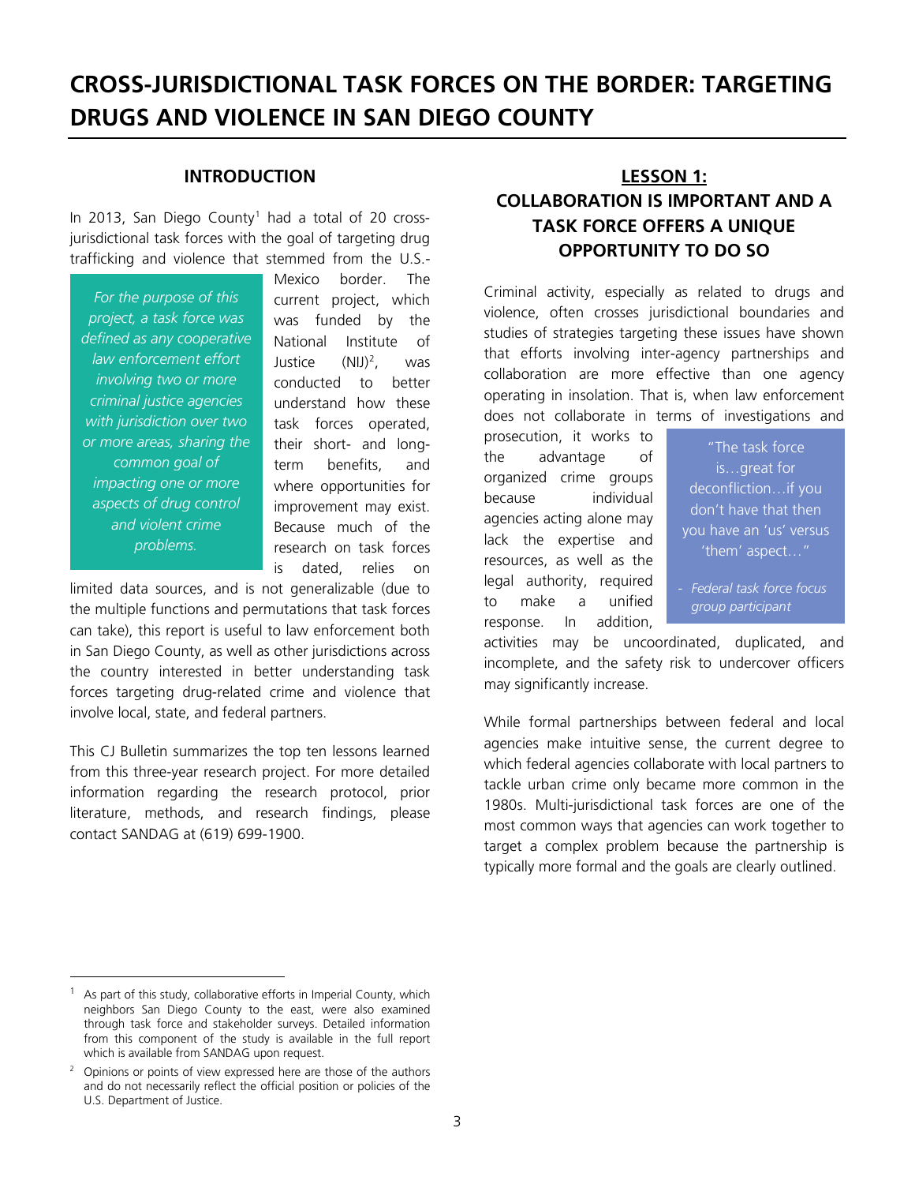# CROSS-JURISDICTIONAL TASK FORCES ON THE BORDER: TARGETING DRUGS AND VIOLENCE IN SAN DIEGO COUNTY

## INTRODUCTION

In 2013, San Diego County[1] had a total of 20 cross-jurisdictional task forces with the goal of targeting drug trafficking and violence that stemmed from the U.S.-Mexico border. The current project, which was funded by the National Institute of Justice (NIJ)[2], was conducted to better understand how these task forces operated, their short- and long-term benefits, and where opportunities for improvement may exist. Because much of the research on task forces is dated, relies on limited data sources, and is not generalizable (due to the multiple functions and permutations that task forces can take), this report is useful to law enforcement both in San Diego County, as well as other jurisdictions across the country interested in better understanding task forces targeting drug-related crime and violence that involve local, state, and federal partners.

*For the purpose of this project, a task force was defined as any cooperative law enforcement effort involving two or more criminal justice agencies with jurisdiction over two or more areas, sharing the common goal of impacting one or more aspects of drug control and violent crime problems.*

This CJ Bulletin summarizes the top ten lessons learned from this three-year research project. For more detailed information regarding the research protocol, prior literature, methods, and research findings, please contact SANDAG at (619) 699-1900.

## LESSON 1: COLLABORATION IS IMPORTANT AND A TASK FORCE OFFERS A UNIQUE OPPORTUNITY TO DO SO

Criminal activity, especially as related to drugs and violence, often crosses jurisdictional boundaries and studies of strategies targeting these issues have shown that efforts involving inter-agency partnerships and collaboration are more effective than one agency operating in insolation. That is, when law enforcement does not collaborate in terms of investigations and prosecution, it works to the advantage of organized crime groups because individual agencies acting alone may lack the expertise and resources, as well as the legal authority, required to make a unified response. In addition, activities may be uncoordinated, duplicated, and incomplete, and the safety risk to undercover officers may significantly increase.

> "The task force is…great for deconfliction…if you don't have that then you have an 'us' versus 'them' aspect…"
>
> - *Federal task force focus group participant*

While formal partnerships between federal and local agencies make intuitive sense, the current degree to which federal agencies collaborate with local partners to tackle urban crime only became more common in the 1980s. Multi-jurisdictional task forces are one of the most common ways that agencies can work together to target a complex problem because the partnership is typically more formal and the goals are clearly outlined.

---

[1] As part of this study, collaborative efforts in Imperial County, which neighbors San Diego County to the east, were also examined through task force and stakeholder surveys. Detailed information from this component of the study is available in the full report which is available from SANDAG upon request.

[2] Opinions or points of view expressed here are those of the authors and do not necessarily reflect the official position or policies of the U.S. Department of Justice.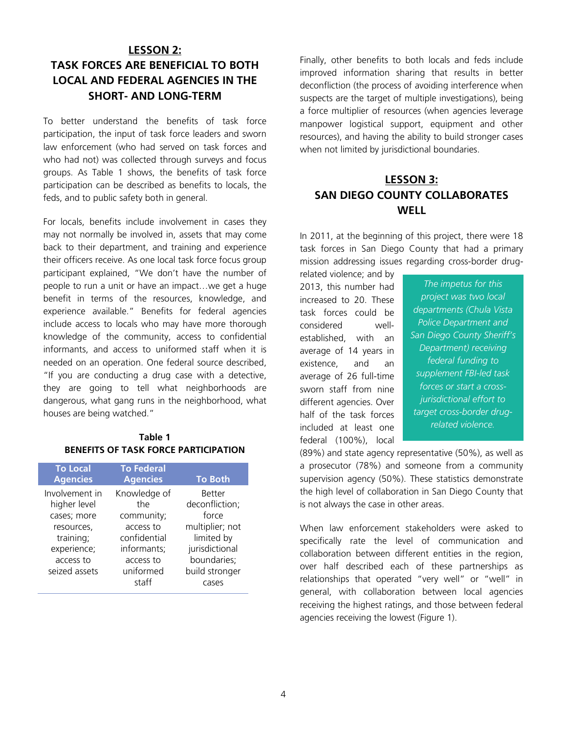## LESSON 2:
## TASK FORCES ARE BENEFICIAL TO BOTH LOCAL AND FEDERAL AGENCIES IN THE SHORT- AND LONG-TERM

To better understand the benefits of task force participation, the input of task force leaders and sworn law enforcement (who had served on task forces and who had not) was collected through surveys and focus groups. As Table 1 shows, the benefits of task force participation can be described as benefits to locals, the feds, and to public safety both in general.

For locals, benefits include involvement in cases they may not normally be involved in, assets that may come back to their department, and training and experience their officers receive. As one local task force focus group participant explained, "We don't have the number of people to run a unit or have an impact…we get a huge benefit in terms of the resources, knowledge, and experience available." Benefits for federal agencies include access to locals who may have more thorough knowledge of the community, access to confidential informants, and access to uniformed staff when it is needed on an operation. One federal source described, "If you are conducting a drug case with a detective, they are going to tell what neighborhoods are dangerous, what gang runs in the neighborhood, what houses are being watched."

**Table 1**
**BENEFITS OF TASK FORCE PARTICIPATION**

| To Local Agencies | To Federal Agencies | To Both |
|---|---|---|
| Involvement in higher level cases; more resources, training; experience; access to seized assets | Knowledge of the community; access to confidential informants; access to uniformed staff | Better deconfliction; force multiplier; not limited by jurisdictional boundaries; build stronger cases |

Finally, other benefits to both locals and feds include improved information sharing that results in better deconfliction (the process of avoiding interference when suspects are the target of multiple investigations), being a force multiplier of resources (when agencies leverage manpower logistical support, equipment and other resources), and having the ability to build stronger cases when not limited by jurisdictional boundaries.

## LESSON 3:
## SAN DIEGO COUNTY COLLABORATES WELL

In 2011, at the beginning of this project, there were 18 task forces in San Diego County that had a primary mission addressing issues regarding cross-border drug-related violence; and by 2013, this number had increased to 20. These task forces could be considered well-established, with an average of 14 years in existence, and an average of 26 full-time sworn staff from nine different agencies. Over half of the task forces included at least one federal (100%), local (89%) and state agency representative (50%), as well as a prosecutor (78%) and someone from a community supervision agency (50%). These statistics demonstrate the high level of collaboration in San Diego County that is not always the case in other areas.

*The impetus for this project was two local departments (Chula Vista Police Department and San Diego County Sheriff's Department) receiving federal funding to supplement FBI-led task forces or start a cross-jurisdictional effort to target cross-border drug-related violence.*

When law enforcement stakeholders were asked to specifically rate the level of communication and collaboration between different entities in the region, over half described each of these partnerships as relationships that operated "very well" or "well" in general, with collaboration between local agencies receiving the highest ratings, and those between federal agencies receiving the lowest (Figure 1).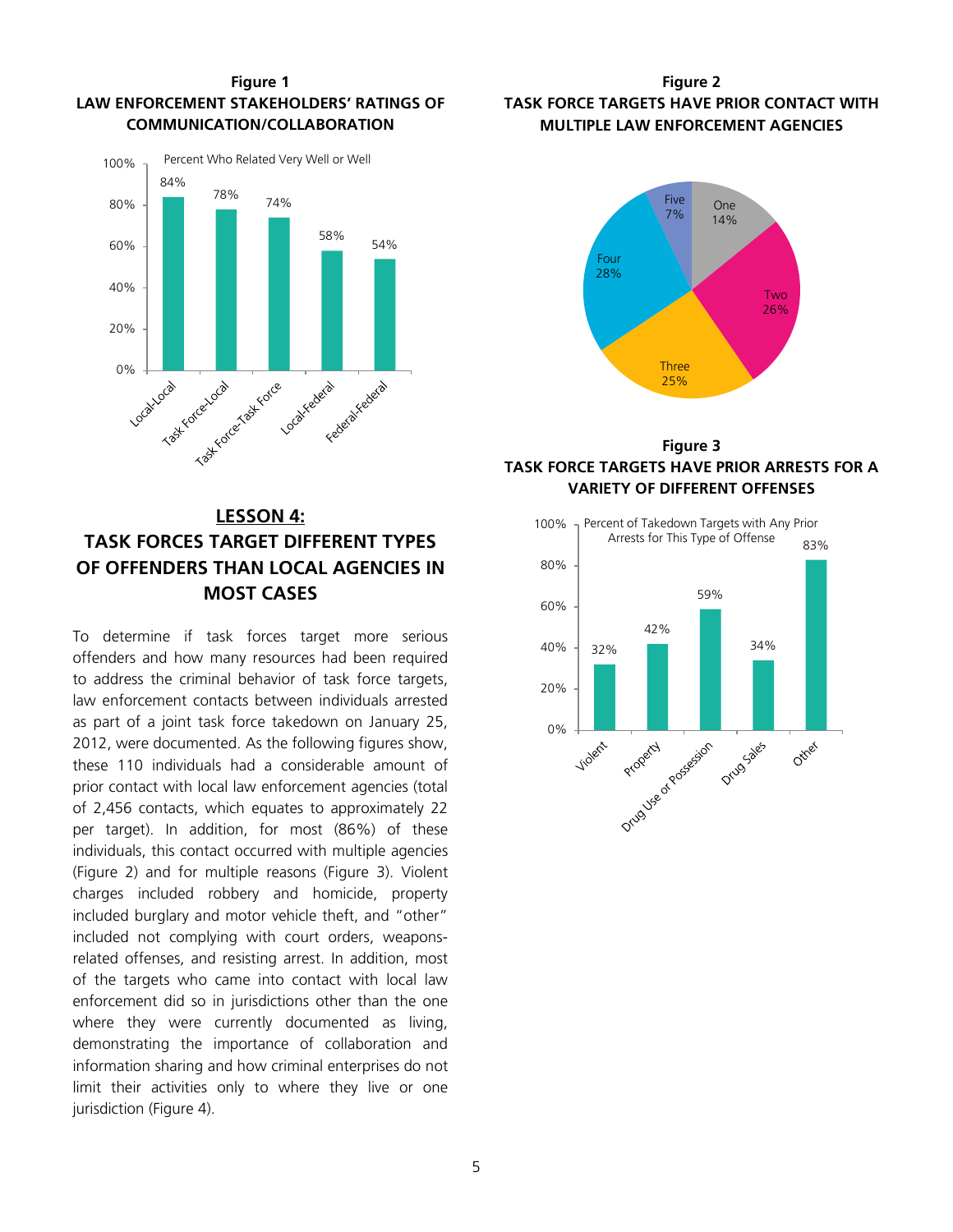**Figure 1**
**LAW ENFORCEMENT STAKEHOLDERS' RATINGS OF COMMUNICATION/COLLABORATION**

Percent Who Related Very Well or Well

| Relationship | Percent |
|---|---|
| Local-Local | 84% |
| Task Force-Local | 78% |
| Task Force-Task Force | 74% |
| Local-Federal | 58% |
| Federal-Federal | 54% |

## LESSON 4: TASK FORCES TARGET DIFFERENT TYPES OF OFFENDERS THAN LOCAL AGENCIES IN MOST CASES

To determine if task forces target more serious offenders and how many resources had been required to address the criminal behavior of task force targets, law enforcement contacts between individuals arrested as part of a joint task force takedown on January 25, 2012, were documented. As the following figures show, these 110 individuals had a considerable amount of prior contact with local law enforcement agencies (total of 2,456 contacts, which equates to approximately 22 per target). In addition, for most (86%) of these individuals, this contact occurred with multiple agencies (Figure 2) and for multiple reasons (Figure 3). Violent charges included robbery and homicide, property included burglary and motor vehicle theft, and "other" included not complying with court orders, weapons-related offenses, and resisting arrest. In addition, most of the targets who came into contact with local law enforcement did so in jurisdictions other than the one where they were currently documented as living, demonstrating the importance of collaboration and information sharing and how criminal enterprises do not limit their activities only to where they live or one jurisdiction (Figure 4).

**Figure 2**
**TASK FORCE TARGETS HAVE PRIOR CONTACT WITH MULTIPLE LAW ENFORCEMENT AGENCIES**

| Number of Agencies | Percent |
|---|---|
| One | 14% |
| Two | 26% |
| Three | 25% |
| Four | 28% |
| Five | 7% |

**Figure 3**
**TASK FORCE TARGETS HAVE PRIOR ARRESTS FOR A VARIETY OF DIFFERENT OFFENSES**

Percent of Takedown Targets with Any Prior Arrests for This Type of Offense

| Offense | Percent |
|---|---|
| Violent | 32% |
| Property | 42% |
| Drug Use or Possession | 59% |
| Drug Sales | 34% |
| Other | 83% |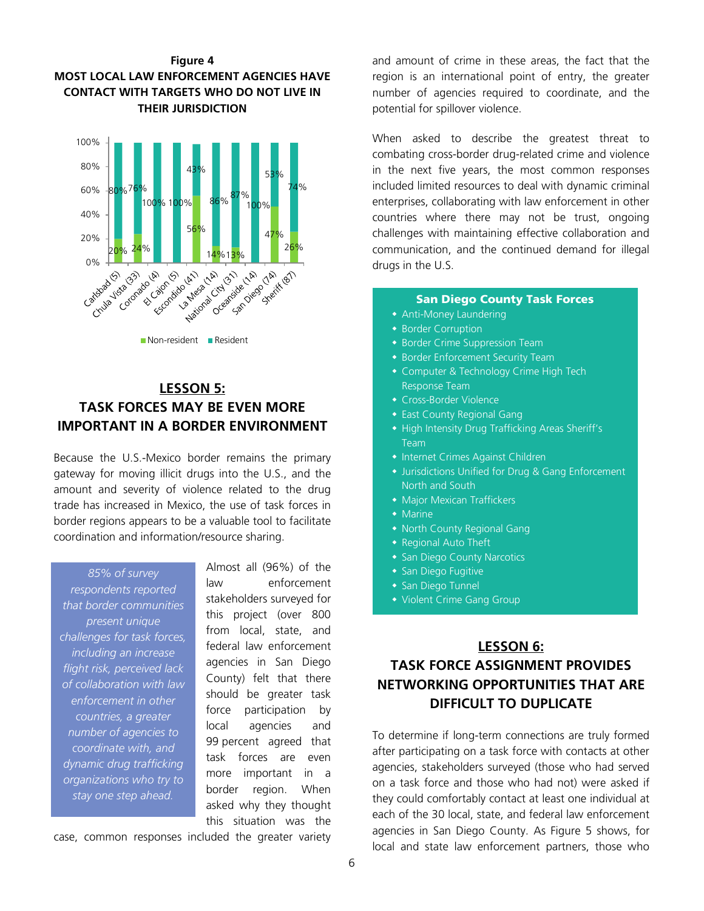**Figure 4**
**MOST LOCAL LAW ENFORCEMENT AGENCIES HAVE CONTACT WITH TARGETS WHO DO NOT LIVE IN THEIR JURISDICTION**

| Agency | Non-resident | Resident |
|---|---|---|
| Carlsbad (5) | 20% | 80% |
| Chula Vista (33) | 24% | 76% |
| Coronado (4) | | 100% |
| El Cajon (5) | | 100% |
| Escondido (41) | 56% | 43% |
| La Mesa (14) | 14% | 86% |
| National City (31) | 13% | 87% |
| Oceanside (14) | | 100% |
| San Diego (74) | 47% | 53% |
| Sheriff (87) | 26% | 74% |

## LESSON 5: TASK FORCES MAY BE EVEN MORE IMPORTANT IN A BORDER ENVIRONMENT

Because the U.S.-Mexico border remains the primary gateway for moving illicit drugs into the U.S., and the amount and severity of violence related to the drug trade has increased in Mexico, the use of task forces in border regions appears to be a valuable tool to facilitate coordination and information/resource sharing.

*85% of survey respondents reported that border communities present unique challenges for task forces, including an increase flight risk, perceived lack of collaboration with law enforcement in other countries, a greater number of agencies to coordinate with, and dynamic drug trafficking organizations who try to stay one step ahead.*

Almost all (96%) of the law enforcement stakeholders surveyed for this project (over 800 from local, state, and federal law enforcement agencies in San Diego County) felt that there should be greater task force participation by local agencies and 99 percent agreed that task forces are even more important in a border region. When asked why they thought this situation was the case, common responses included the greater variety and amount of crime in these areas, the fact that the region is an international point of entry, the greater number of agencies required to coordinate, and the potential for spillover violence.

When asked to describe the greatest threat to combating cross-border drug-related crime and violence in the next five years, the most common responses included limited resources to deal with dynamic criminal enterprises, collaborating with law enforcement in other countries where there may not be trust, ongoing challenges with maintaining effective collaboration and communication, and the continued demand for illegal drugs in the U.S.

**San Diego County Task Forces**

- Anti-Money Laundering
- Border Corruption
- Border Crime Suppression Team
- Border Enforcement Security Team
- Computer & Technology Crime High Tech Response Team
- Cross-Border Violence
- East County Regional Gang
- High Intensity Drug Trafficking Areas Sheriff's Team
- Internet Crimes Against Children
- Jurisdictions Unified for Drug & Gang Enforcement North and South
- Major Mexican Traffickers
- Marine
- North County Regional Gang
- Regional Auto Theft
- San Diego County Narcotics
- San Diego Fugitive
- San Diego Tunnel
- Violent Crime Gang Group

## LESSON 6: TASK FORCE ASSIGNMENT PROVIDES NETWORKING OPPORTUNITIES THAT ARE DIFFICULT TO DUPLICATE

To determine if long-term connections are truly formed after participating on a task force with contacts at other agencies, stakeholders surveyed (those who had served on a task force and those who had not) were asked if they could comfortably contact at least one individual at each of the 30 local, state, and federal law enforcement agencies in San Diego County. As Figure 5 shows, for local and state law enforcement partners, those who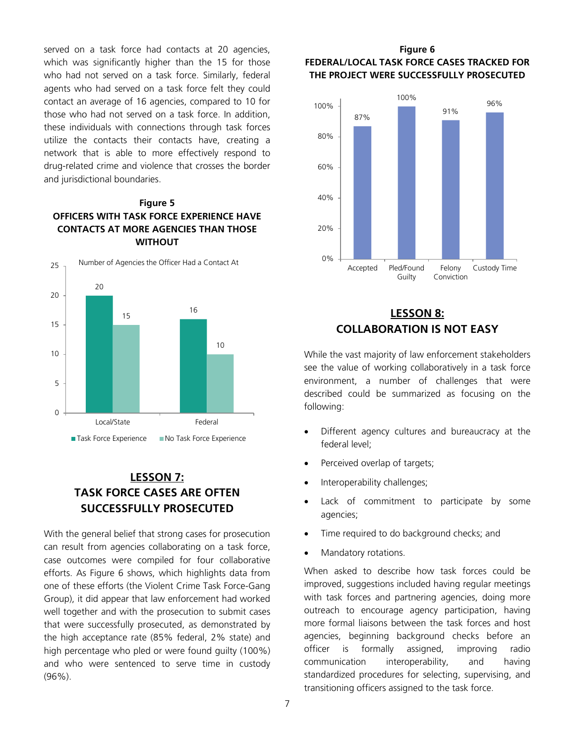served on a task force had contacts at 20 agencies, which was significantly higher than the 15 for those who had not served on a task force. Similarly, federal agents who had served on a task force felt they could contact an average of 16 agencies, compared to 10 for those who had not served on a task force. In addition, these individuals with connections through task forces utilize the contacts their contacts have, creating a network that is able to more effectively respond to drug-related crime and violence that crosses the border and jurisdictional boundaries.

**Figure 5**
**OFFICERS WITH TASK FORCE EXPERIENCE HAVE CONTACTS AT MORE AGENCIES THAN THOSE WITHOUT**

Number of Agencies the Officer Had a Contact At

| | Task Force Experience | No Task Force Experience |
|---|---|---|
| Local/State | 20 | 15 |
| Federal | 16 | 10 |

## LESSON 7: TASK FORCE CASES ARE OFTEN SUCCESSFULLY PROSECUTED

With the general belief that strong cases for prosecution can result from agencies collaborating on a task force, case outcomes were compiled for four collaborative efforts. As Figure 6 shows, which highlights data from one of these efforts (the Violent Crime Task Force-Gang Group), it did appear that law enforcement had worked well together and with the prosecution to submit cases that were successfully prosecuted, as demonstrated by the high acceptance rate (85% federal, 2% state) and high percentage who pled or were found guilty (100%) and who were sentenced to serve time in custody (96%).

**Figure 6**
**FEDERAL/LOCAL TASK FORCE CASES TRACKED FOR THE PROJECT WERE SUCCESSFULLY PROSECUTED**

| Accepted | Pled/Found Guilty | Felony Conviction | Custody Time |
|---|---|---|---|
| 87% | 100% | 91% | 96% |

## LESSON 8: COLLABORATION IS NOT EASY

While the vast majority of law enforcement stakeholders see the value of working collaboratively in a task force environment, a number of challenges that were described could be summarized as focusing on the following:

- Different agency cultures and bureaucracy at the federal level;
- Perceived overlap of targets;
- Interoperability challenges;
- Lack of commitment to participate by some agencies;
- Time required to do background checks; and
- Mandatory rotations.

When asked to describe how task forces could be improved, suggestions included having regular meetings with task forces and partnering agencies, doing more outreach to encourage agency participation, having more formal liaisons between the task forces and host agencies, beginning background checks before an officer is formally assigned, improving radio communication interoperability, and having standardized procedures for selecting, supervising, and transitioning officers assigned to the task force.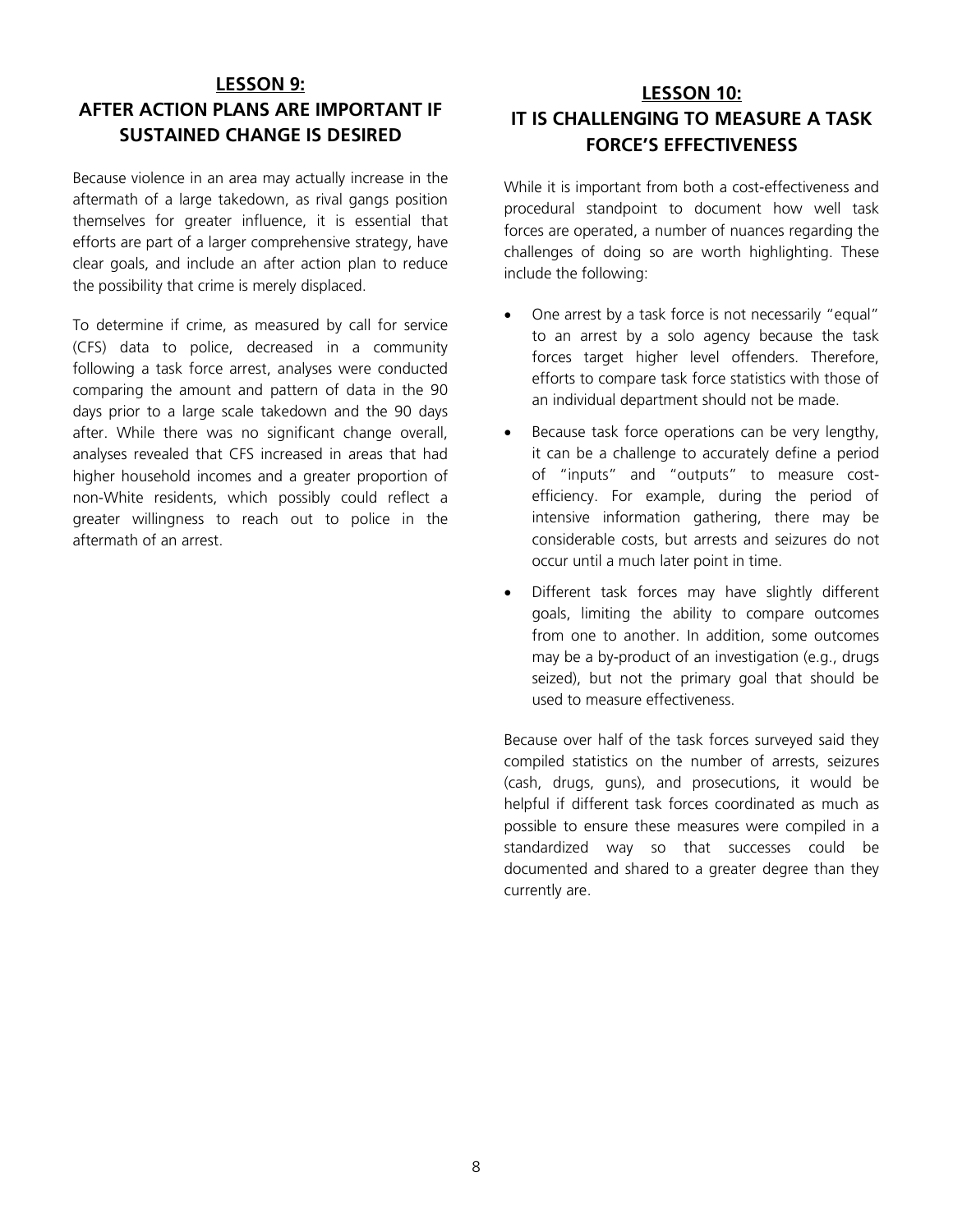## LESSON 9: AFTER ACTION PLANS ARE IMPORTANT IF SUSTAINED CHANGE IS DESIRED

Because violence in an area may actually increase in the aftermath of a large takedown, as rival gangs position themselves for greater influence, it is essential that efforts are part of a larger comprehensive strategy, have clear goals, and include an after action plan to reduce the possibility that crime is merely displaced.

To determine if crime, as measured by call for service (CFS) data to police, decreased in a community following a task force arrest, analyses were conducted comparing the amount and pattern of data in the 90 days prior to a large scale takedown and the 90 days after. While there was no significant change overall, analyses revealed that CFS increased in areas that had higher household incomes and a greater proportion of non-White residents, which possibly could reflect a greater willingness to reach out to police in the aftermath of an arrest.

## LESSON 10: IT IS CHALLENGING TO MEASURE A TASK FORCE'S EFFECTIVENESS

While it is important from both a cost-effectiveness and procedural standpoint to document how well task forces are operated, a number of nuances regarding the challenges of doing so are worth highlighting. These include the following:

- One arrest by a task force is not necessarily "equal" to an arrest by a solo agency because the task forces target higher level offenders. Therefore, efforts to compare task force statistics with those of an individual department should not be made.
- Because task force operations can be very lengthy, it can be a challenge to accurately define a period of "inputs" and "outputs" to measure cost-efficiency. For example, during the period of intensive information gathering, there may be considerable costs, but arrests and seizures do not occur until a much later point in time.
- Different task forces may have slightly different goals, limiting the ability to compare outcomes from one to another. In addition, some outcomes may be a by-product of an investigation (e.g., drugs seized), but not the primary goal that should be used to measure effectiveness.

Because over half of the task forces surveyed said they compiled statistics on the number of arrests, seizures (cash, drugs, guns), and prosecutions, it would be helpful if different task forces coordinated as much as possible to ensure these measures were compiled in a standardized way so that successes could be documented and shared to a greater degree than they currently are.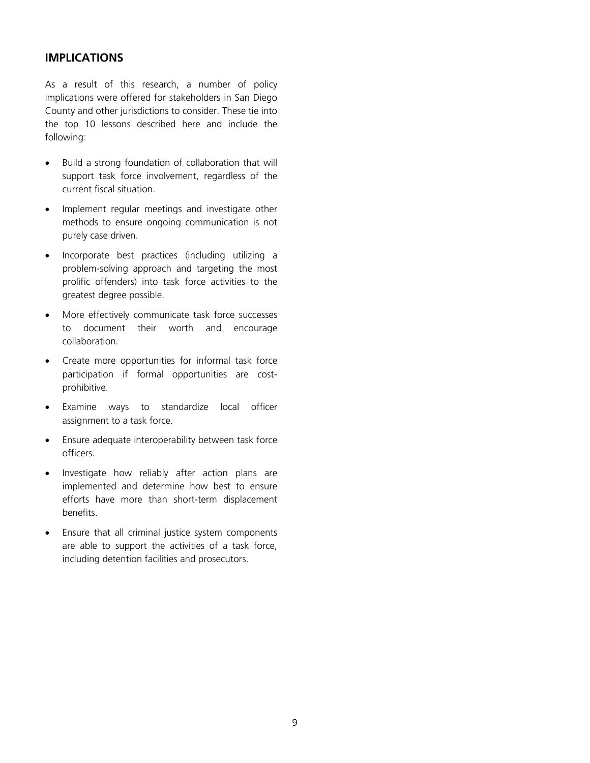## IMPLICATIONS

As a result of this research, a number of policy implications were offered for stakeholders in San Diego County and other jurisdictions to consider. These tie into the top 10 lessons described here and include the following:

- Build a strong foundation of collaboration that will support task force involvement, regardless of the current fiscal situation.
- Implement regular meetings and investigate other methods to ensure ongoing communication is not purely case driven.
- Incorporate best practices (including utilizing a problem-solving approach and targeting the most prolific offenders) into task force activities to the greatest degree possible.
- More effectively communicate task force successes to document their worth and encourage collaboration.
- Create more opportunities for informal task force participation if formal opportunities are cost-prohibitive.
- Examine ways to standardize local officer assignment to a task force.
- Ensure adequate interoperability between task force officers.
- Investigate how reliably after action plans are implemented and determine how best to ensure efforts have more than short-term displacement benefits.
- Ensure that all criminal justice system components are able to support the activities of a task force, including detention facilities and prosecutors.